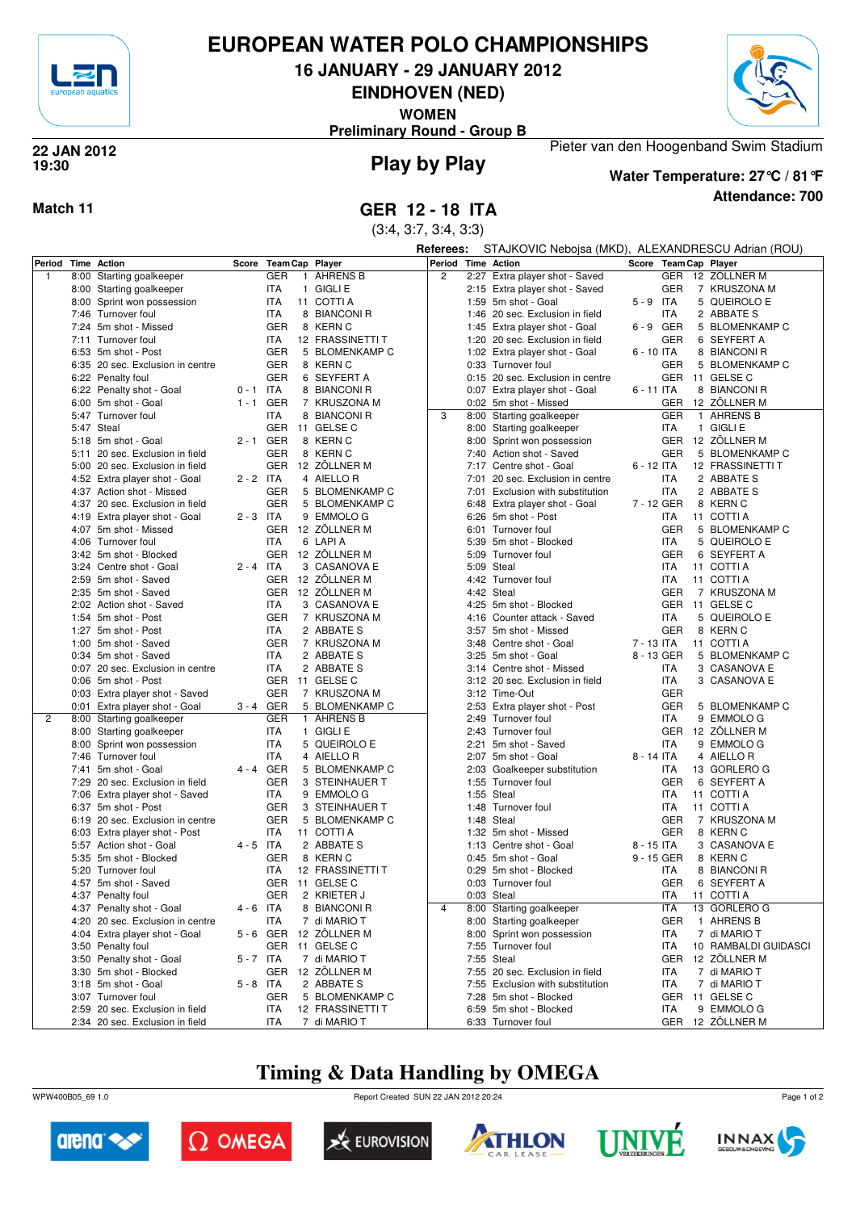# EUROPEAN WATER POLO CHAMPIONSHIPS

## 16 JANUARY - 29 JANUARY 2012

## EINDHOVEN (NED)

**WOMEN**

**Preliminary Round - Group B**

**22 JAN 2012**
**19:30**

## Play by Play

Pieter van den Hoogenband Swim Stadium

**Water Temperature: 27°C / 81°F**

**Attendance: 700**

**Match 11**

## GER 12 - 18 ITA

(3:4, 3:7, 3:4, 3:3)

**Referees:** STAJKOVIC Nebojsa (MKD), ALEXANDRESCU Adrian (ROU)

| Period | Time | Action | Score | Team | Cap | Player |
|---|---|---|---|---|---|---|
| 1 | 8:00 | Starting goalkeeper | | GER | 1 | AHRENS B |
| | 8:00 | Starting goalkeeper | | ITA | 1 | GIGLI E |
| | 8:00 | Sprint won possession | | ITA | 11 | COTTI A |
| | 7:46 | Turnover foul | | ITA | 8 | BIANCONI R |
| | 7:24 | 5m shot - Missed | | GER | 8 | KERN C |
| | 7:11 | Turnover foul | | ITA | 12 | FRASSINETTI T |
| | 6:53 | 5m shot - Post | | GER | 5 | BLOMENKAMP C |
| | 6:35 | 20 sec. Exclusion in centre | | GER | 8 | KERN C |
| | 6:22 | Penalty foul | | GER | 6 | SEYFERT A |
| | 6:22 | Penalty shot - Goal | 0 - 1 | ITA | 8 | BIANCONI R |
| | 6:00 | 5m shot - Goal | 1 - 1 | GER | 7 | KRUSZONA M |
| | 5:47 | Turnover foul | | ITA | 8 | BIANCONI R |
| | 5:47 | Steal | | GER | 11 | GELSE C |
| | 5:18 | 5m shot - Goal | 2 - 1 | GER | 8 | KERN C |
| | 5:11 | 20 sec. Exclusion in field | | GER | 8 | KERN C |
| | 5:00 | 20 sec. Exclusion in field | | GER | 12 | ZÖLLNER M |
| | 4:52 | Extra player shot - Goal | 2 - 2 | ITA | 4 | AIELLO R |
| | 4:37 | Action shot - Missed | | GER | 5 | BLOMENKAMP C |
| | 4:37 | 20 sec. Exclusion in field | | GER | 5 | BLOMENKAMP C |
| | 4:19 | Extra player shot - Goal | 2 - 3 | ITA | 9 | EMMOLO G |
| | 4:07 | 5m shot - Missed | | GER | 12 | ZÖLLNER M |
| | 4:06 | Turnover foul | | ITA | 6 | LAPI A |
| | 3:42 | 5m shot - Blocked | | GER | 12 | ZÖLLNER M |
| | 3:24 | Centre shot - Goal | 2 - 4 | ITA | 3 | CASANOVA E |
| | 2:59 | 5m shot - Saved | | GER | 12 | ZÖLLNER M |
| | 2:35 | 5m shot - Saved | | GER | 12 | ZÖLLNER M |
| | 2:02 | Action shot - Saved | | ITA | 3 | CASANOVA E |
| | 1:54 | 5m shot - Post | | GER | 7 | KRUSZONA M |
| | 1:27 | 5m shot - Post | | ITA | 2 | ABBATE S |
| | 1:00 | 5m shot - Saved | | GER | 7 | KRUSZONA M |
| | 0:34 | 5m shot - Saved | | ITA | 2 | ABBATE S |
| | 0:07 | 20 sec. Exclusion in centre | | ITA | 2 | ABBATE S |
| | 0:06 | 5m shot - Post | | GER | 11 | GELSE C |
| | 0:03 | Extra player shot - Saved | | GER | 7 | KRUSZONA M |
| | 0:01 | Extra player shot - Goal | 3 - 4 | GER | 5 | BLOMENKAMP C |
| 2 | 8:00 | Starting goalkeeper | | GER | 1 | AHRENS B |
| | 8:00 | Starting goalkeeper | | ITA | 1 | GIGLI E |
| | 8:00 | Sprint won possession | | ITA | 5 | QUEIROLO E |
| | 7:46 | Turnover foul | | ITA | 4 | AIELLO R |
| | 7:41 | 5m shot - Goal | 4 - 4 | GER | 5 | BLOMENKAMP C |
| | 7:29 | 20 sec. Exclusion in field | | GER | 3 | STEINHAUER T |
| | 7:06 | Extra player shot - Saved | | ITA | 9 | EMMOLO G |
| | 6:37 | 5m shot - Post | | GER | 3 | STEINHAUER T |
| | 6:19 | 20 sec. Exclusion in centre | | GER | 5 | BLOMENKAMP C |
| | 6:03 | Extra player shot - Post | | ITA | 11 | COTTI A |
| | 5:57 | Action shot - Goal | 4 - 5 | ITA | 2 | ABBATE S |
| | 5:35 | 5m shot - Blocked | | GER | 8 | KERN C |
| | 5:20 | Turnover foul | | ITA | 12 | FRASSINETTI T |
| | 4:57 | 5m shot - Saved | | GER | 11 | GELSE C |
| | 4:37 | Penalty foul | | GER | 2 | KRIETER J |
| | 4:37 | Penalty shot - Goal | 4 - 6 | ITA | 8 | BIANCONI R |
| | 4:20 | 20 sec. Exclusion in centre | | ITA | 7 | di MARIO T |
| | 4:04 | Extra player shot - Goal | 5 - 6 | GER | 12 | ZÖLLNER M |
| | 3:50 | Penalty foul | | GER | 11 | GELSE C |
| | 3:50 | Penalty shot - Goal | 5 - 7 | ITA | 7 | di MARIO T |
| | 3:30 | 5m shot - Blocked | | GER | 12 | ZÖLLNER M |
| | 3:18 | 5m shot - Goal | 5 - 8 | ITA | 2 | ABBATE S |
| | 3:07 | Turnover foul | | GER | 5 | BLOMENKAMP C |
| | 2:59 | 20 sec. Exclusion in field | | ITA | 12 | FRASSINETTI T |
| | 2:34 | 20 sec. Exclusion in field | | ITA | 7 | di MARIO T |
| | 2:27 | Extra player shot - Saved | | GER | 12 | ZÖLLNER M |
| | 2:15 | Extra player shot - Saved | | GER | 7 | KRUSZONA M |
| | 1:59 | 5m shot - Goal | 5 - 9 | ITA | 5 | QUEIROLO E |
| | 1:46 | 20 sec. Exclusion in field | | ITA | 2 | ABBATE S |
| | 1:45 | Extra player shot - Goal | 6 - 9 | GER | 5 | BLOMENKAMP C |
| | 1:20 | 20 sec. Exclusion in field | | GER | 6 | SEYFERT A |
| | 1:02 | Extra player shot - Goal | 6 - 10 | ITA | 8 | BIANCONI R |
| | 0:33 | Turnover foul | | GER | 5 | BLOMENKAMP C |
| | 0:15 | 20 sec. Exclusion in centre | | GER | 11 | GELSE C |
| | 0:07 | Extra player shot - Goal | 6 - 11 | ITA | 8 | BIANCONI R |
| | 0:02 | 5m shot - Missed | | GER | 12 | ZÖLLNER M |
| 3 | 8:00 | Starting goalkeeper | | GER | 1 | AHRENS B |
| | 8:00 | Starting goalkeeper | | ITA | 1 | GIGLI E |
| | 8:00 | Sprint won possession | | GER | 12 | ZÖLLNER M |
| | 7:40 | Action shot - Saved | | GER | 5 | BLOMENKAMP C |
| | 7:17 | Centre shot - Goal | 6 - 12 | ITA | 12 | FRASSINETTI T |
| | 7:01 | 20 sec. Exclusion in centre | | ITA | 2 | ABBATE S |
| | 7:01 | Exclusion with substitution | | ITA | 2 | ABBATE S |
| | 6:48 | Extra player shot - Goal | 7 - 12 | GER | 8 | KERN C |
| | 6:26 | 5m shot - Post | | ITA | 11 | COTTI A |
| | 6:01 | Turnover foul | | GER | 5 | BLOMENKAMP C |
| | 5:39 | 5m shot - Blocked | | ITA | 5 | QUEIROLO E |
| | 5:09 | Turnover foul | | GER | 6 | SEYFERT A |
| | 5:09 | Steal | | ITA | 11 | COTTI A |
| | 4:42 | Turnover foul | | ITA | 11 | COTTI A |
| | 4:42 | Steal | | GER | 7 | KRUSZONA M |
| | 4:25 | 5m shot - Blocked | | GER | 11 | GELSE C |
| | 4:16 | Counter attack - Saved | | ITA | 5 | QUEIROLO E |
| | 3:57 | 5m shot - Missed | | GER | 8 | KERN C |
| | 3:48 | Centre shot - Goal | 7 - 13 | ITA | 11 | COTTI A |
| | 3:25 | 5m shot - Goal | 8 - 13 | GER | 5 | BLOMENKAMP C |
| | 3:14 | Centre shot - Missed | | ITA | 3 | CASANOVA E |
| | 3:12 | 20 sec. Exclusion in field | | ITA | 3 | CASANOVA E |
| | 3:12 | Time-Out | | GER | | |
| | 2:53 | Extra player shot - Post | | GER | 5 | BLOMENKAMP C |
| | 2:49 | Turnover foul | | ITA | 9 | EMMOLO G |
| | 2:43 | Turnover foul | | GER | 12 | ZÖLLNER M |
| | 2:21 | 5m shot - Saved | | ITA | 9 | EMMOLO G |
| | 2:07 | 5m shot - Goal | 8 - 14 | ITA | 4 | AIELLO R |
| | 2:03 | Goalkeeper substitution | | ITA | 13 | GORLERO G |
| | 1:55 | Turnover foul | | GER | 6 | SEYFERT A |
| | 1:55 | Steal | | ITA | 11 | COTTI A |
| | 1:48 | Turnover foul | | ITA | 11 | COTTI A |
| | 1:48 | Steal | | GER | 7 | KRUSZONA M |
| | 1:32 | 5m shot - Missed | | GER | 8 | KERN C |
| | 1:13 | Centre shot - Goal | 8 - 15 | ITA | 3 | CASANOVA E |
| | 0:45 | 5m shot - Goal | 9 - 15 | GER | 8 | KERN C |
| | 0:29 | 5m shot - Blocked | | ITA | 8 | BIANCONI R |
| | 0:03 | Turnover foul | | GER | 6 | SEYFERT A |
| | 0:03 | Steal | | ITA | 11 | COTTI A |
| 4 | 8:00 | Starting goalkeeper | | ITA | 13 | GORLERO G |
| | 8:00 | Starting goalkeeper | | GER | 1 | AHRENS B |
| | 8:00 | Sprint won possession | | ITA | 7 | di MARIO T |
| | 7:55 | Turnover foul | | ITA | 10 | RAMBALDI GUIDASCI |
| | 7:55 | Steal | | GER | 12 | ZÖLLNER M |
| | 7:55 | 20 sec. Exclusion in field | | ITA | 7 | di MARIO T |
| | 7:55 | Exclusion with substitution | | ITA | 7 | di MARIO T |
| | 7:28 | 5m shot - Blocked | | GER | 11 | GELSE C |
| | 6:59 | 5m shot - Blocked | | ITA | 9 | EMMOLO G |
| | 6:33 | Turnover foul | | GER | 12 | ZÖLLNER M |

## Timing & Data Handling by OMEGA

WPW400B05_69 1.0 Report Created SUN 22 JAN 2012 20:24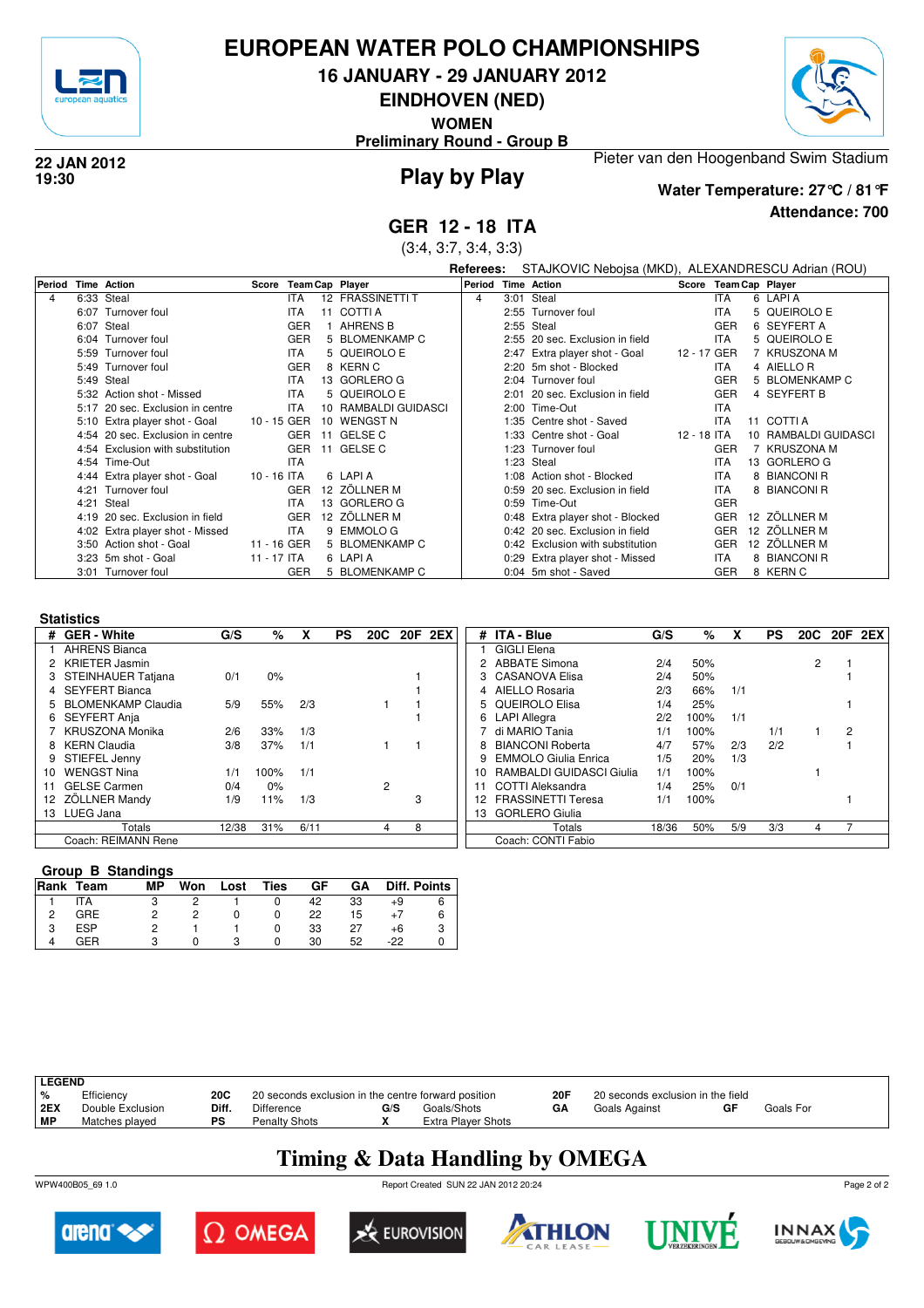# EUROPEAN WATER POLO CHAMPIONSHIPS

## 16 JANUARY - 29 JANUARY 2012

## EINDHOVEN (NED)

**WOMEN**

**Preliminary Round - Group B**

22 JAN 2012
19:30

## Play by Play

Pieter van den Hoogenband Swim Stadium

**Water Temperature: 27°C / 81°F**

**Attendance: 700**

## GER 12 - 18 ITA

(3:4, 3:7, 3:4, 3:3)

**Referees:** STAJKOVIC Nebojsa (MKD), ALEXANDRESCU Adrian (ROU)

| Period | Time | Action | Score | Team | Cap | Player |
|---|---|---|---|---|---|---|
| 4 | 6:33 | Steal | | ITA | 12 | FRASSINETTI T |
| | 6:07 | Turnover foul | | ITA | 11 | COTTI A |
| | 6:07 | Steal | | GER | 1 | AHRENS B |
| | 6:04 | Turnover foul | | GER | 5 | BLOMENKAMP C |
| | 5:59 | Turnover foul | | ITA | 5 | QUEIROLO E |
| | 5:49 | Turnover foul | | GER | 8 | KERN C |
| | 5:49 | Steal | | ITA | 13 | GORLERO G |
| | 5:32 | Action shot - Missed | | ITA | 5 | QUEIROLO E |
| | 5:17 | 20 sec. Exclusion in centre | | ITA | 10 | RAMBALDI GUIDASCI |
| | 5:10 | Extra player shot - Goal | 10 - 15 | GER | 10 | WENGST N |
| | 4:54 | 20 sec. Exclusion in centre | | GER | 11 | GELSE C |
| | 4:54 | Exclusion with substitution | | GER | 11 | GELSE C |
| | 4:54 | Time-Out | | ITA | | |
| | 4:44 | Extra player shot - Goal | 10 - 16 | ITA | 6 | LAPI A |
| | 4:21 | Turnover foul | | GER | 12 | ZÖLLNER M |
| | 4:21 | Steal | | ITA | 13 | GORLERO G |
| | 4:19 | 20 sec. Exclusion in field | | GER | 12 | ZÖLLNER M |
| | 4:02 | Extra player shot - Missed | | ITA | 9 | EMMOLO G |
| | 3:50 | Action shot - Goal | 11 - 16 | GER | 5 | BLOMENKAMP C |
| | 3:23 | 5m shot - Goal | 11 - 17 | ITA | 6 | LAPI A |
| | 3:01 | Turnover foul | | GER | 5 | BLOMENKAMP C |
| 4 | 3:01 | Steal | | ITA | 6 | LAPI A |
| | 2:55 | Turnover foul | | ITA | 5 | QUEIROLO E |
| | 2:55 | Steal | | GER | 6 | SEYFERT A |
| | 2:55 | 20 sec. Exclusion in field | | ITA | 5 | QUEIROLO E |
| | 2:47 | Extra player shot - Goal | 12 - 17 | GER | 7 | KRUSZONA M |
| | 2:20 | 5m shot - Blocked | | ITA | 4 | AIELLO R |
| | 2:04 | Turnover foul | | GER | 5 | BLOMENKAMP C |
| | 2:01 | 20 sec. Exclusion in field | | GER | 4 | SEYFERT B |
| | 2:00 | Time-Out | | ITA | | |
| | 1:35 | Centre shot - Saved | | ITA | 11 | COTTI A |
| | 1:33 | Centre shot - Goal | 12 - 18 | ITA | 10 | RAMBALDI GUIDASCI |
| | 1:23 | Turnover foul | | GER | 7 | KRUSZONA M |
| | 1:23 | Steal | | ITA | 13 | GORLERO G |
| | 1:08 | Action shot - Blocked | | ITA | 8 | BIANCONI R |
| | 0:59 | 20 sec. Exclusion in field | | ITA | 8 | BIANCONI R |
| | 0:59 | Time-Out | | GER | | |
| | 0:48 | Extra player shot - Blocked | | GER | 12 | ZÖLLNER M |
| | 0:42 | 20 sec. Exclusion in field | | GER | 12 | ZÖLLNER M |
| | 0:42 | Exclusion with substitution | | GER | 12 | ZÖLLNER M |
| | 0:29 | Extra player shot - Missed | | ITA | 8 | BIANCONI R |
| | 0:04 | 5m shot - Saved | | GER | 8 | KERN C |

### Statistics

| # | GER - White | G/S | % | X | PS | 20C | 20F | 2EX |
|---|---|---|---|---|---|---|---|---|
| 1 | AHRENS Bianca | | | | | | | |
| 2 | KRIETER Jasmin | | | | | | | |
| 3 | STEINHAUER Tatjana | 0/1 | 0% | | | | 1 | |
| 4 | SEYFERT Bianca | | | | | | 1 | |
| 5 | BLOMENKAMP Claudia | 5/9 | 55% | 2/3 | | 1 | 1 | |
| 6 | SEYFERT Anja | | | | | | 1 | |
| 7 | KRUSZONA Monika | 2/6 | 33% | 1/3 | | | | |
| 8 | KERN Claudia | 3/8 | 37% | 1/1 | | 1 | 1 | |
| 9 | STIEFEL Jenny | | | | | | | |
| 10 | WENGST Nina | 1/1 | 100% | 1/1 | | | | |
| 11 | GELSE Carmen | 0/4 | 0% | | | 2 | | |
| 12 | ZÖLLNER Mandy | 1/9 | 11% | 1/3 | | | 3 | |
| 13 | LUEG Jana | | | | | | | |
| | Totals | 12/38 | 31% | 6/11 | | 4 | 8 | |
| | Coach: REIMANN Rene | | | | | | | |

| # | ITA - Blue | G/S | % | X | PS | 20C | 20F | 2EX |
|---|---|---|---|---|---|---|---|---|
| 1 | GIGLI Elena | | | | | | | |
| 2 | ABBATE Simona | 2/4 | 50% | | | 2 | 1 | |
| 3 | CASANOVA Elisa | 2/4 | 50% | | | | 1 | |
| 4 | AIELLO Rosaria | 2/3 | 66% | 1/1 | | | | |
| 5 | QUEIROLO Elisa | 1/4 | 25% | | | | 1 | |
| 6 | LAPI Allegra | 2/2 | 100% | 1/1 | | | | |
| 7 | di MARIO Tania | 1/1 | 100% | | 1/1 | 1 | 2 | |
| 8 | BIANCONI Roberta | 4/7 | 57% | 2/3 | 2/2 | | 1 | |
| 9 | EMMOLO Giulia Enrica | 1/5 | 20% | 1/3 | | | | |
| 10 | RAMBALDI GUIDASCI Giulia | 1/1 | 100% | | | 1 | | |
| 11 | COTTI Aleksandra | 1/4 | 25% | 0/1 | | | | |
| 12 | FRASSINETTI Teresa | 1/1 | 100% | | | | 1 | |
| 13 | GORLERO Giulia | | | | | | | |
| | Totals | 18/36 | 50% | 5/9 | 3/3 | 4 | 7 | |
| | Coach: CONTI Fabio | | | | | | | |

### Group B Standings

| Rank | Team | MP | Won | Lost | Ties | GF | GA | Diff. | Points |
|---|---|---|---|---|---|---|---|---|---|
| 1 | ITA | 3 | 2 | 1 | 0 | 42 | 33 | +9 | 6 |
| 2 | GRE | 2 | 2 | 0 | 0 | 22 | 15 | +7 | 6 |
| 3 | ESP | 2 | 1 | 1 | 0 | 33 | 27 | +6 | 3 |
| 4 | GER | 3 | 0 | 3 | 0 | 30 | 52 | -22 | 0 |

**LEGEND**

| | | | | | | | |
|---|---|---|---|---|---|---|---|
| % | Efficiency | 20C | 20 seconds exclusion in the centre forward position | | | 20F | 20 seconds exclusion in the field |
| 2EX | Double Exclusion | Diff. | Difference | G/S | Goals/Shots | GA | Goals Against |
| MP | Matches played | PS | Penalty Shots | X | Extra Player Shots | GF | Goals For |

## Timing & Data Handling by OMEGA

WPW400B05_69 1.0 — Report Created SUN 22 JAN 2012 20:24